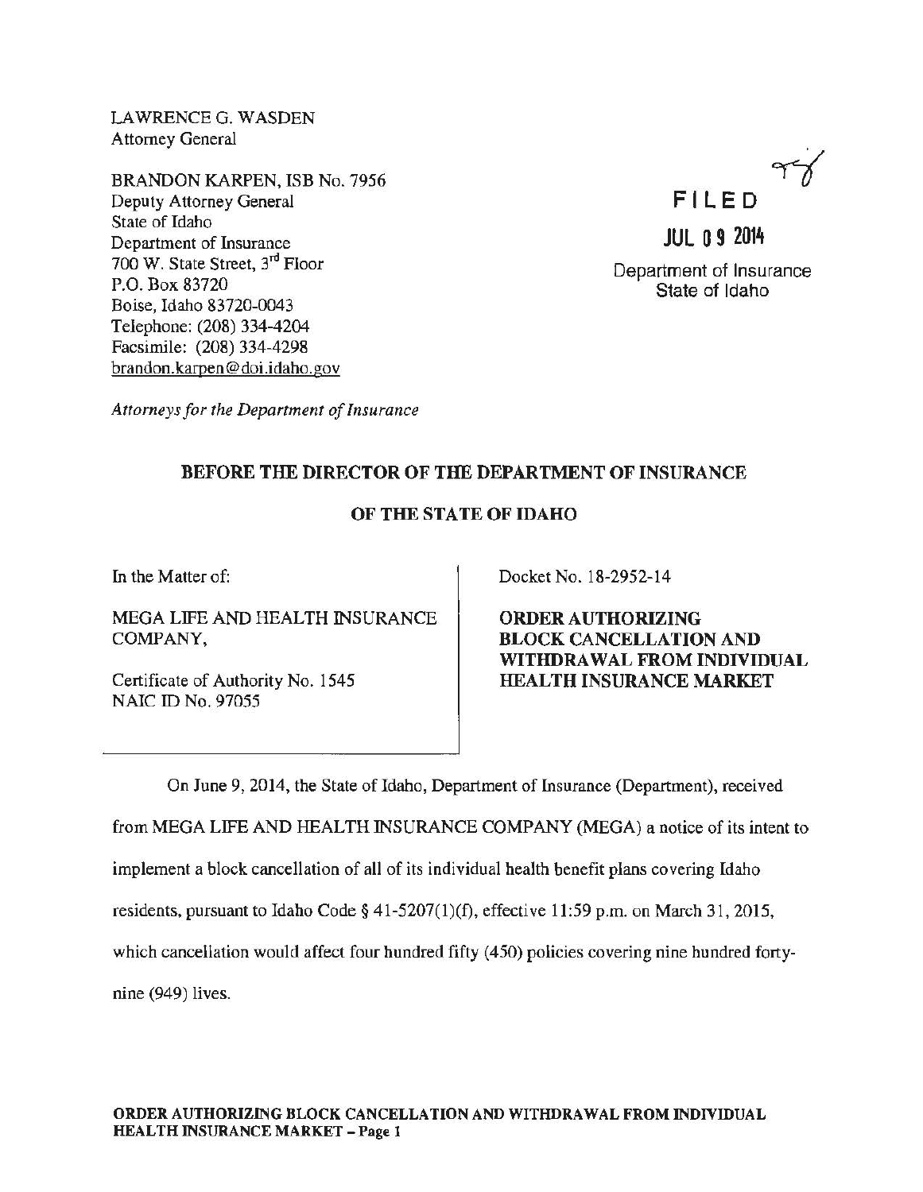LAWRENCE G. WASDEN
Attorney General

BRANDON KARPEN, ISB No. 7956
Deputy Attorney General
State of Idaho
Department of Insurance
700 W. State Street, 3rd Floor
P.O. Box 83720
Boise, Idaho 83720-0043
Telephone: (208) 334-4204
Facsimile: (208) 334-4298
brandon.karpen@doi.idaho.gov

*Attorneys for the Department of Insurance*

FILED

JUL 09 2014

Department of Insurance
State of Idaho

**BEFORE THE DIRECTOR OF THE DEPARTMENT OF INSURANCE**

**OF THE STATE OF IDAHO**

| | |
|---|---|
| In the Matter of:<br><br>MEGA LIFE AND HEALTH INSURANCE COMPANY,<br><br>Certificate of Authority No. 1545<br>NAIC ID No. 97055 | Docket No. 18-2952-14<br><br>**ORDER AUTHORIZING BLOCK CANCELLATION AND WITHDRAWAL FROM INDIVIDUAL HEALTH INSURANCE MARKET** |

On June 9, 2014, the State of Idaho, Department of Insurance (Department), received from MEGA LIFE AND HEALTH INSURANCE COMPANY (MEGA) a notice of its intent to implement a block cancellation of all of its individual health benefit plans covering Idaho residents, pursuant to Idaho Code § 41-5207(1)(f), effective 11:59 p.m. on March 31, 2015, which cancellation would affect four hundred fifty (450) policies covering nine hundred forty-nine (949) lives.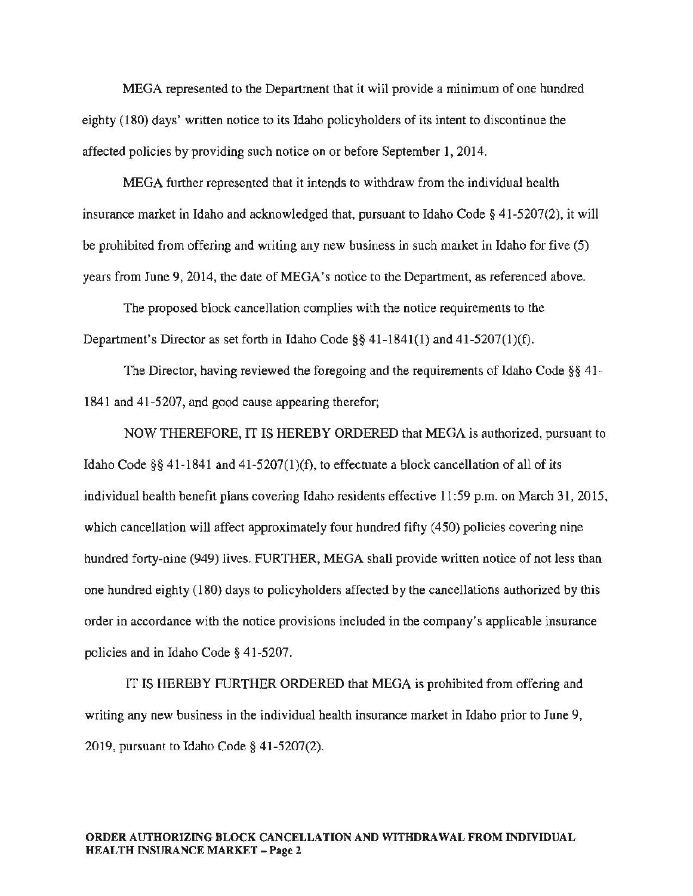MEGA represented to the Department that it will provide a minimum of one hundred eighty (180) days' written notice to its Idaho policyholders of its intent to discontinue the affected policies by providing such notice on or before September 1, 2014.

MEGA further represented that it intends to withdraw from the individual health insurance market in Idaho and acknowledged that, pursuant to Idaho Code § 41-5207(2), it will be prohibited from offering and writing any new business in such market in Idaho for five (5) years from June 9, 2014, the date of MEGA's notice to the Department, as referenced above.

The proposed block cancellation complies with the notice requirements to the Department's Director as set forth in Idaho Code §§ 41-1841(1) and 41-5207(1)(f).

The Director, having reviewed the foregoing and the requirements of Idaho Code §§ 41-1841 and 41-5207, and good cause appearing therefor;

NOW THEREFORE, IT IS HEREBY ORDERED that MEGA is authorized, pursuant to Idaho Code §§ 41-1841 and 41-5207(1)(f), to effectuate a block cancellation of all of its individual health benefit plans covering Idaho residents effective 11:59 p.m. on March 31, 2015, which cancellation will affect approximately four hundred fifty (450) policies covering nine hundred forty-nine (949) lives. FURTHER, MEGA shall provide written notice of not less than one hundred eighty (180) days to policyholders affected by the cancellations authorized by this order in accordance with the notice provisions included in the company's applicable insurance policies and in Idaho Code § 41-5207.

IT IS HEREBY FURTHER ORDERED that MEGA is prohibited from offering and writing any new business in the individual health insurance market in Idaho prior to June 9, 2019, pursuant to Idaho Code § 41-5207(2).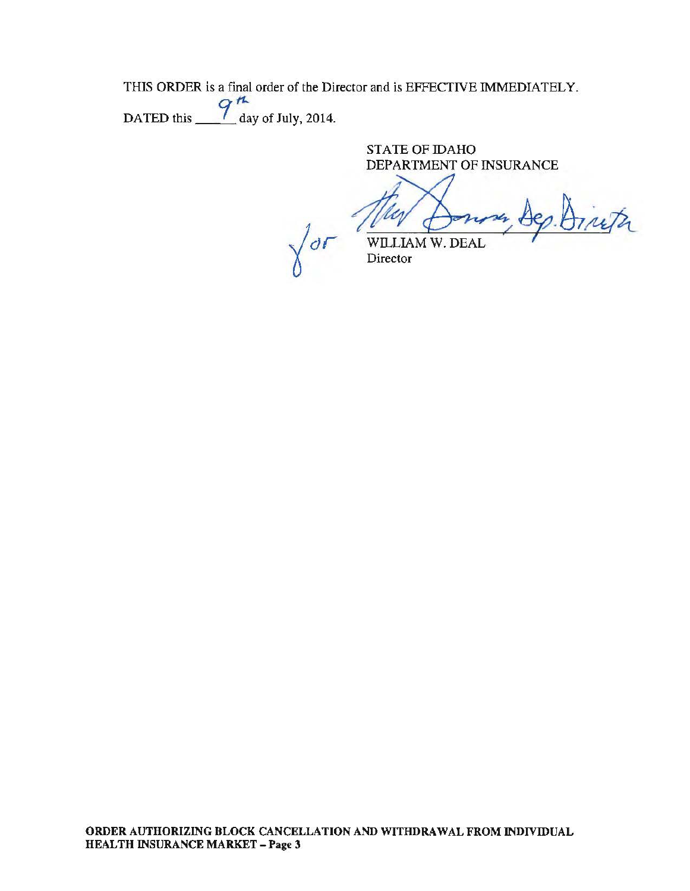THIS ORDER is a final order of the Director and is EFFECTIVE IMMEDIATELY.

DATED this 9th day of July, 2014.

STATE OF IDAHO
DEPARTMENT OF INSURANCE

for _[signature]_, Dep. Director

WILLIAM W. DEAL
Director

**ORDER AUTHORIZING BLOCK CANCELLATION AND WITHDRAWAL FROM INDIVIDUAL HEALTH INSURANCE MARKET – Page 3**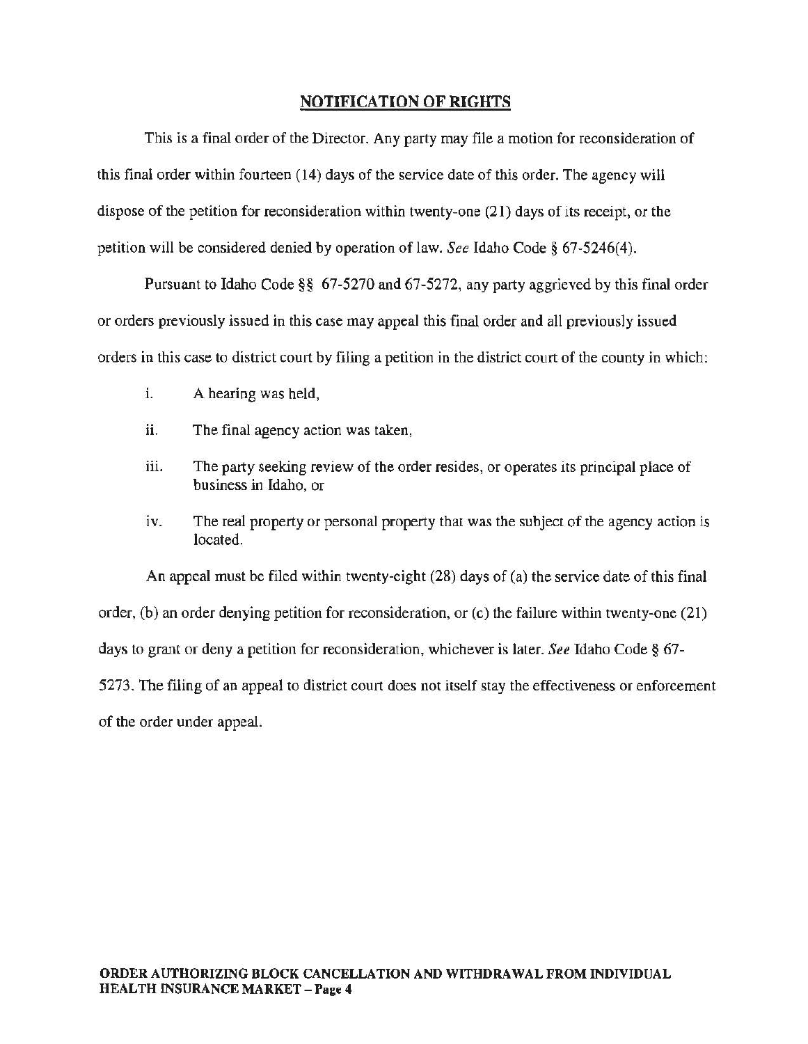## NOTIFICATION OF RIGHTS

This is a final order of the Director. Any party may file a motion for reconsideration of this final order within fourteen (14) days of the service date of this order. The agency will dispose of the petition for reconsideration within twenty-one (21) days of its receipt, or the petition will be considered denied by operation of law. *See* Idaho Code § 67-5246(4).

Pursuant to Idaho Code §§ 67-5270 and 67-5272, any party aggrieved by this final order or orders previously issued in this case may appeal this final order and all previously issued orders in this case to district court by filing a petition in the district court of the county in which:

i. A hearing was held,

ii. The final agency action was taken,

iii. The party seeking review of the order resides, or operates its principal place of business in Idaho, or

iv. The real property or personal property that was the subject of the agency action is located.

An appeal must be filed within twenty-eight (28) days of (a) the service date of this final order, (b) an order denying petition for reconsideration, or (c) the failure within twenty-one (21) days to grant or deny a petition for reconsideration, whichever is later. *See* Idaho Code § 67-5273. The filing of an appeal to district court does not itself stay the effectiveness or enforcement of the order under appeal.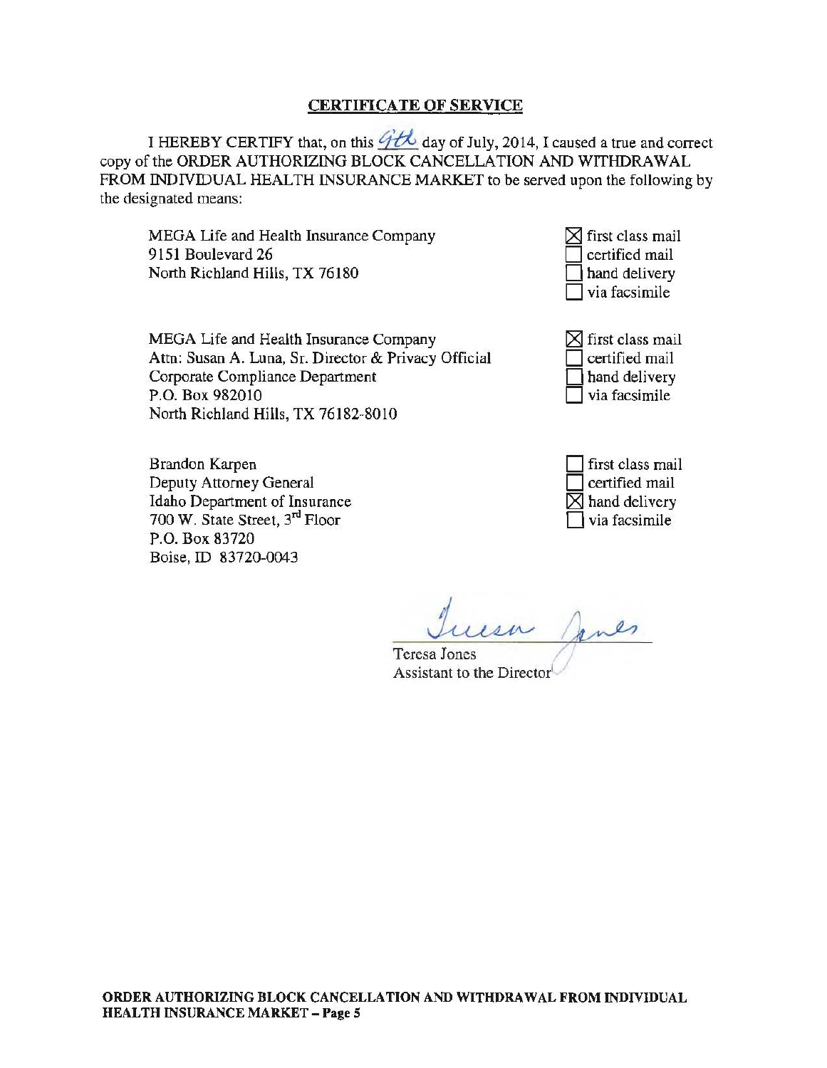## CERTIFICATE OF SERVICE

I HEREBY CERTIFY that, on this 9th day of July, 2014, I caused a true and correct copy of the ORDER AUTHORIZING BLOCK CANCELLATION AND WITHDRAWAL FROM INDIVIDUAL HEALTH INSURANCE MARKET to be served upon the following by the designated means:

MEGA Life and Health Insurance Company
9151 Boulevard 26
North Richland Hills, TX 76180

- [x] first class mail
- [ ] certified mail
- [ ] hand delivery
- [ ] via facsimile

MEGA Life and Health Insurance Company
Attn: Susan A. Luna, Sr. Director & Privacy Official
Corporate Compliance Department
P.O. Box 982010
North Richland Hills, TX 76182-8010

- [x] first class mail
- [ ] certified mail
- [ ] hand delivery
- [ ] via facsimile

Brandon Karpen
Deputy Attorney General
Idaho Department of Insurance
700 W. State Street, 3rd Floor
P.O. Box 83720
Boise, ID 83720-0043

- [ ] first class mail
- [ ] certified mail
- [x] hand delivery
- [ ] via facsimile

Teresa Jones
Assistant to the Director

**ORDER AUTHORIZING BLOCK CANCELLATION AND WITHDRAWAL FROM INDIVIDUAL HEALTH INSURANCE MARKET – Page 5**